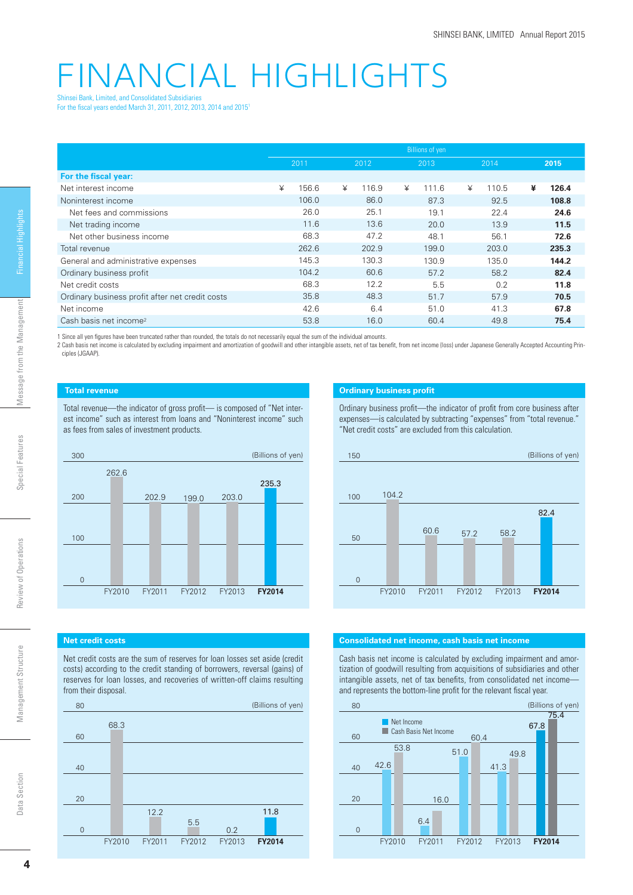# FINANCIAL HIGHLIGHTS

Shinsei Bank, Limited, and Consolidated Subsidiaries
For the fiscal years ended March 31, 2011, 2012, 2013, 2014 and 2015[1]

| | Billions of yen | | | | |
|---|---|---|---|---|---|
| | 2011 | 2012 | 2013 | 2014 | **2015** |
| **For the fiscal year:** | | | | | |
| Net interest income | ¥ 156.6 | ¥ 116.9 | ¥ 111.6 | ¥ 110.5 | **¥ 126.4** |
| Noninterest income | 106.0 | 86.0 | 87.3 | 92.5 | **108.8** |
| Net fees and commissions | 26.0 | 25.1 | 19.1 | 22.4 | **24.6** |
| Net trading income | 11.6 | 13.6 | 20.0 | 13.9 | **11.5** |
| Net other business income | 68.3 | 47.2 | 48.1 | 56.1 | **72.6** |
| Total revenue | 262.6 | 202.9 | 199.0 | 203.0 | **235.3** |
| General and administrative expenses | 145.3 | 130.3 | 130.9 | 135.0 | **144.2** |
| Ordinary business profit | 104.2 | 60.6 | 57.2 | 58.2 | **82.4** |
| Net credit costs | 68.3 | 12.2 | 5.5 | 0.2 | **11.8** |
| Ordinary business profit after net credit costs | 35.8 | 48.3 | 51.7 | 57.9 | **70.5** |
| Net income | 42.6 | 6.4 | 51.0 | 41.3 | **67.8** |
| Cash basis net income[2] | 53.8 | 16.0 | 60.4 | 49.8 | **75.4** |

1 Since all yen figures have been truncated rather than rounded, the totals do not necessarily equal the sum of the individual amounts.
2 Cash basis net income is calculated by excluding impairment and amortization of goodwill and other intangible assets, net of tax benefit, from net income (loss) under Japanese Generally Accepted Accounting Principles (JGAAP).

### Total revenue

Total revenue—the indicator of gross profit— is composed of "Net interest income" such as interest from loans and "Noninterest income" such as fees from sales of investment products.

(Billions of yen)

| FY2010 | FY2011 | FY2012 | FY2013 | **FY2014** |
|---|---|---|---|---|
| 262.6 | 202.9 | 199.0 | 203.0 | **235.3** |

### Ordinary business profit

Ordinary business profit—the indicator of profit from core business after expenses—is calculated by subtracting "expenses" from "total revenue." "Net credit costs" are excluded from this calculation.

(Billions of yen)

| FY2010 | FY2011 | FY2012 | FY2013 | **FY2014** |
|---|---|---|---|---|
| 104.2 | 60.6 | 57.2 | 58.2 | **82.4** |

### Net credit costs

Net credit costs are the sum of reserves for loan losses set aside (credit costs) according to the credit standing of borrowers, reversal (gains) of reserves for loan losses, and recoveries of written-off claims resulting from their disposal.

(Billions of yen)

| FY2010 | FY2011 | FY2012 | FY2013 | **FY2014** |
|---|---|---|---|---|
| 68.3 | 12.2 | 5.5 | 0.2 | **11.8** |

### Consolidated net income, cash basis net income

Cash basis net income is calculated by excluding impairment and amortization of goodwill resulting from acquisitions of subsidiaries and other intangible assets, net of tax benefits, from consolidated net income—and represents the bottom-line profit for the relevant fiscal year.

(Billions of yen)

| | FY2010 | FY2011 | FY2012 | FY2013 | **FY2014** |
|---|---|---|---|---|---|
| Net Income | 42.6 | 6.4 | 51.0 | 41.3 | **67.8** |
| Cash Basis Net Income | 53.8 | 16.0 | 60.4 | 49.8 | **75.4** |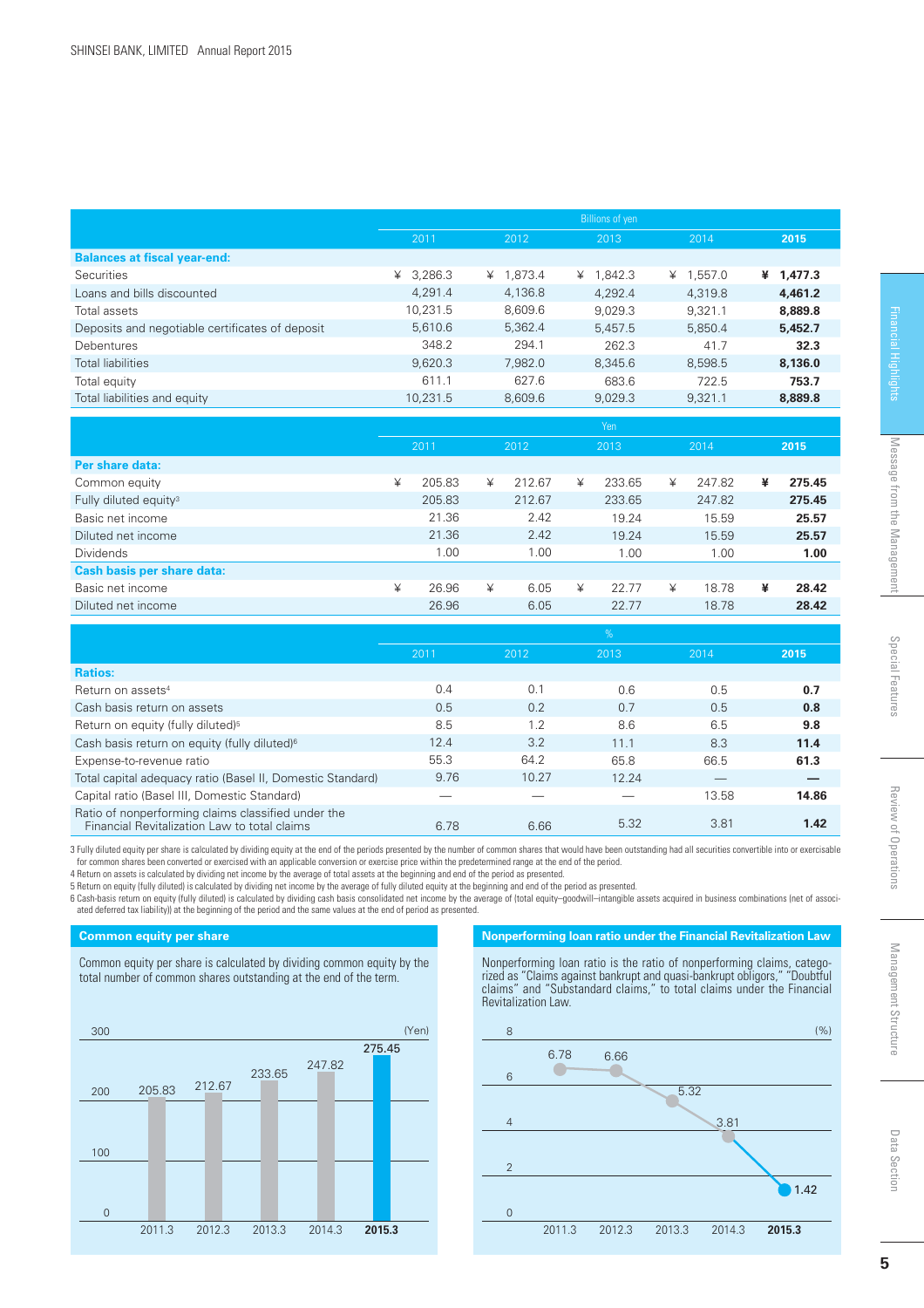| | Billions of yen | | | | |
|---|---|---|---|---|---|
| | 2011 | 2012 | 2013 | 2014 | **2015** |
| **Balances at fiscal year-end:** | | | | | |
| Securities | ¥ 3,286.3 | ¥ 1,873.4 | ¥ 1,842.3 | ¥ 1,557.0 | **¥ 1,477.3** |
| Loans and bills discounted | 4,291.4 | 4,136.8 | 4,292.4 | 4,319.8 | **4,461.2** |
| Total assets | 10,231.5 | 8,609.6 | 9,029.3 | 9,321.1 | **8,889.8** |
| Deposits and negotiable certificates of deposit | 5,610.6 | 5,362.4 | 5,457.5 | 5,850.4 | **5,452.7** |
| Debentures | 348.2 | 294.1 | 262.3 | 41.7 | **32.3** |
| Total liabilities | 9,620.3 | 7,982.0 | 8,345.6 | 8,598.5 | **8,136.0** |
| Total equity | 611.1 | 627.6 | 683.6 | 722.5 | **753.7** |
| Total liabilities and equity | 10,231.5 | 8,609.6 | 9,029.3 | 9,321.1 | **8,889.8** |

| | Yen | | | | |
|---|---|---|---|---|---|
| | 2011 | 2012 | 2013 | 2014 | **2015** |
| **Per share data:** | | | | | |
| Common equity | ¥ 205.83 | ¥ 212.67 | ¥ 233.65 | ¥ 247.82 | **¥ 275.45** |
| Fully diluted equity[3] | 205.83 | 212.67 | 233.65 | 247.82 | **275.45** |
| Basic net income | 21.36 | 2.42 | 19.24 | 15.59 | **25.57** |
| Diluted net income | 21.36 | 2.42 | 19.24 | 15.59 | **25.57** |
| Dividends | 1.00 | 1.00 | 1.00 | 1.00 | **1.00** |
| **Cash basis per share data:** | | | | | |
| Basic net income | ¥ 26.96 | ¥ 6.05 | ¥ 22.77 | ¥ 18.78 | **¥ 28.42** |
| Diluted net income | 26.96 | 6.05 | 22.77 | 18.78 | **28.42** |

| | % | | | | |
|---|---|---|---|---|---|
| | 2011 | 2012 | 2013 | 2014 | **2015** |
| **Ratios:** | | | | | |
| Return on assets[4] | 0.4 | 0.1 | 0.6 | 0.5 | **0.7** |
| Cash basis return on assets | 0.5 | 0.2 | 0.7 | 0.5 | **0.8** |
| Return on equity (fully diluted)[5] | 8.5 | 1.2 | 8.6 | 6.5 | **9.8** |
| Cash basis return on equity (fully diluted)[6] | 12.4 | 3.2 | 11.1 | 8.3 | **11.4** |
| Expense-to-revenue ratio | 55.3 | 64.2 | 65.8 | 66.5 | **61.3** |
| Total capital adequacy ratio (Basel II, Domestic Standard) | 9.76 | 10.27 | 12.24 | — | **—** |
| Capital ratio (Basel III, Domestic Standard) | — | — | — | 13.58 | **14.86** |
| Ratio of nonperforming claims classified under the Financial Revitalization Law to total claims | 6.78 | 6.66 | 5.32 | 3.81 | **1.42** |

3 Fully diluted equity per share is calculated by dividing equity at the end of the periods presented by the number of common shares that would have been outstanding had all securities convertible into or exercisable for common shares been converted or exercised with an applicable conversion or exercise price within the predetermined range at the end of the period.
4 Return on assets is calculated by dividing net income by the average of total assets at the beginning and end of the period as presented.
5 Return on equity (fully diluted) is calculated by dividing net income by the average of fully diluted equity at the beginning and end of the period as presented.
6 Cash-basis return on equity (fully diluted) is calculated by dividing cash basis consolidated net income by the average of (total equity–goodwill–intangible assets acquired in business combinations (net of associated deferred tax liability)) at the beginning of the period and the same values at the end of period as presented.

### Common equity per share

Common equity per share is calculated by dividing common equity by the total number of common shares outstanding at the end of the term.

(Yen)
300
200
100
0
205.83
212.67
233.65
247.82
275.45
2011.3
2012.3
2013.3
2014.3
**2015.3**

### Nonperforming loan ratio under the Financial Revitalization Law

Nonperforming loan ratio is the ratio of nonperforming claims, categorized as "Claims against bankrupt and quasi-bankrupt obligors," "Doubtful claims" and "Substandard claims," to total claims under the Financial Revitalization Law.

(%)
8
6
4
2
0
6.78
6.66
5.32
3.81
1.42
2011.3
2012.3
2013.3
2014.3
**2015.3**